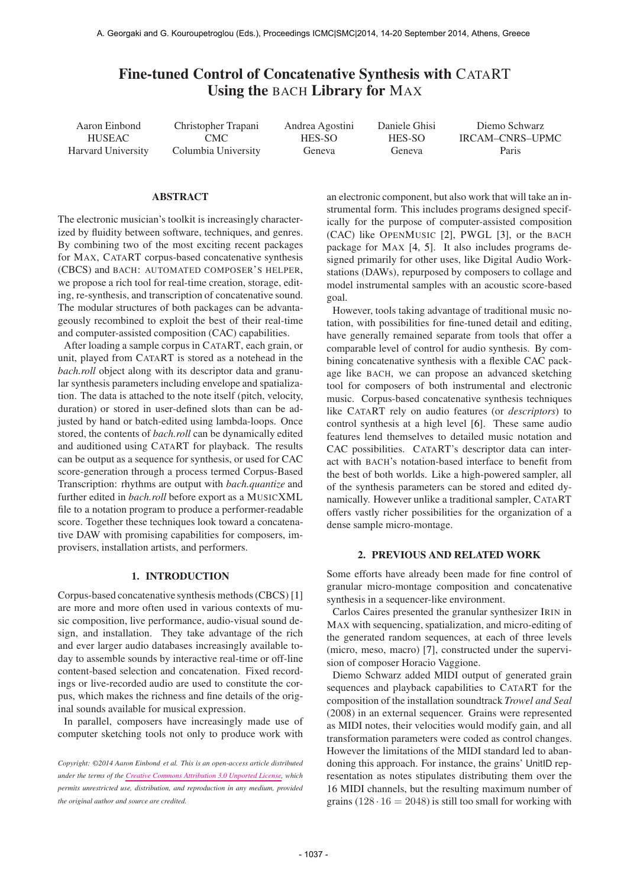# Fine-tuned Control of Concatenative Synthesis with CataRT Using the bach Library for Max

Aaron Einbond
HUSEAC
Harvard University

Christopher Trapani
CMC
Columbia University

Andrea Agostini
HES-SO
Geneva

Daniele Ghisi
HES-SO
Geneva

Diemo Schwarz
IRCAM–CNRS–UPMC
Paris

## ABSTRACT

The electronic musician's toolkit is increasingly characterized by fluidity between software, techniques, and genres. By combining two of the most exciting recent packages for Max, CataRT corpus-based concatenative synthesis (CBCS) and bach: automated composer's helper, we propose a rich tool for real-time creation, storage, editing, re-synthesis, and transcription of concatenative sound. The modular structures of both packages can be advantageously recombined to exploit the best of their real-time and computer-assisted composition (CAC) capabilities.

After loading a sample corpus in CataRT, each grain, or unit, played from CataRT is stored as a notehead in the *bach.roll* object along with its descriptor data and granular synthesis parameters including envelope and spatialization. The data is attached to the note itself (pitch, velocity, duration) or stored in user-defined slots than can be adjusted by hand or batch-edited using lambda-loops. Once stored, the contents of *bach.roll* can be dynamically edited and auditioned using CataRT for playback. The results can be output as a sequence for synthesis, or used for CAC score-generation through a process termed Corpus-Based Transcription: rhythms are output with *bach.quantize* and further edited in *bach.roll* before export as a MusicXML file to a notation program to produce a performer-readable score. Together these techniques look toward a concatenative DAW with promising capabilities for composers, improvisers, installation artists, and performers.

## 1. INTRODUCTION

Corpus-based concatenative synthesis methods (CBCS) [1] are more and more often used in various contexts of music composition, live performance, audio-visual sound design, and installation. They take advantage of the rich and ever larger audio databases increasingly available today to assemble sounds by interactive real-time or off-line content-based selection and concatenation. Fixed recordings or live-recorded audio are used to constitute the corpus, which makes the richness and fine details of the original sounds available for musical expression.

In parallel, composers have increasingly made use of computer sketching tools not only to produce work with an electronic component, but also work that will take an instrumental form. This includes programs designed specifically for the purpose of computer-assisted composition (CAC) like OpenMusic [2], PWGL [3], or the bach package for Max [4, 5]. It also includes programs designed primarily for other uses, like Digital Audio Workstations (DAWs), repurposed by composers to collage and model instrumental samples with an acoustic score-based goal.

However, tools taking advantage of traditional music notation, with possibilities for fine-tuned detail and editing, have generally remained separate from tools that offer a comparable level of control for audio synthesis. By combining concatenative synthesis with a flexible CAC package like bach, we can propose an advanced sketching tool for composers of both instrumental and electronic music. Corpus-based concatenative synthesis techniques like CataRT rely on audio features (or *descriptors*) to control synthesis at a high level [6]. These same audio features lend themselves to detailed music notation and CAC possibilities. CataRT's descriptor data can interact with bach's notation-based interface to benefit from the best of both worlds. Like a high-powered sampler, all of the synthesis parameters can be stored and edited dynamically. However unlike a traditional sampler, CataRT offers vastly richer possibilities for the organization of a dense sample micro-montage.

## 2. PREVIOUS AND RELATED WORK

Some efforts have already been made for fine control of granular micro-montage composition and concatenative synthesis in a sequencer-like environment.

Carlos Caires presented the granular synthesizer Irin in Max with sequencing, spatialization, and micro-editing of the generated random sequences, at each of three levels (micro, meso, macro) [7], constructed under the supervision of composer Horacio Vaggione.

Diemo Schwarz added MIDI output of generated grain sequences and playback capabilities to CataRT for the composition of the installation soundtrack *Trowel and Seal* (2008) in an external sequencer. Grains were represented as MIDI notes, their velocities would modify gain, and all transformation parameters were coded as control changes. However the limitations of the MIDI standard led to abandoning this approach. For instance, the grains' UnitID representation as notes stipulates distributing them over the 16 MIDI channels, but the resulting maximum number of grains ($128 \cdot 16 = 2048$) is still too small for working with

*Copyright: ©2014 Aaron Einbond et al. This is an open-access article distributed under the terms of the Creative Commons Attribution 3.0 Unported License, which permits unrestricted use, distribution, and reproduction in any medium, provided the original author and source are credited.*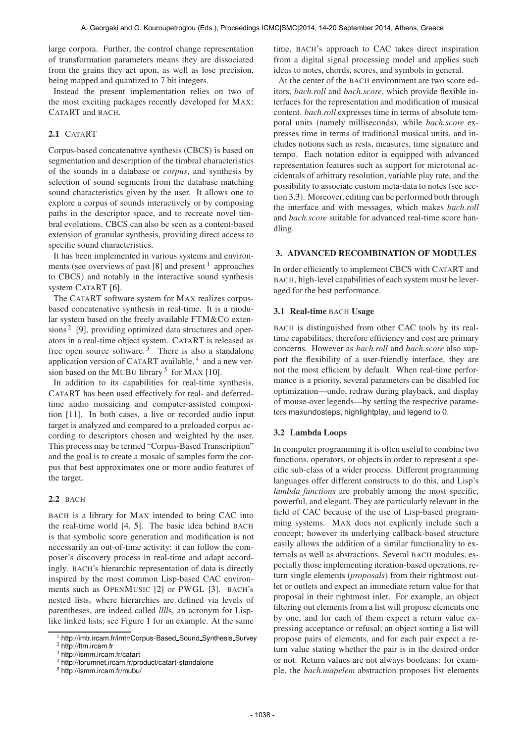large corpora. Further, the control change representation of transformation parameters means they are dissociated from the grains they act upon, as well as lose precision, being mapped and quantized to 7 bit integers.

Instead the present implementation relies on two of the most exciting packages recently developed for MAX: CATART and BACH.

### 2.1 CATART

Corpus-based concatenative synthesis (CBCS) is based on segmentation and description of the timbral characteristics of the sounds in a database or *corpus*, and synthesis by selection of sound segments from the database matching sound characteristics given by the user. It allows one to explore a corpus of sounds interactively or by composing paths in the descriptor space, and to recreate novel timbral evolutions. CBCS can also be seen as a content-based extension of granular synthesis, providing direct access to specific sound characteristics.

It has been implemented in various systems and environments (see overviews of past [8] and present [1] approaches to CBCS) and notably in the interactive sound synthesis system CATART [6].

The CATART software system for MAX realizes corpus-based concatenative synthesis in real-time. It is a modular system based on the freely available FTM&CO extensions [2] [9], providing optimized data structures and operators in a real-time object system. CATART is released as free open source software. [3] There is also a standalone application version of CATART available, [4] and a new version based on the MUBU library [5] for MAX [10].

In addition to its capabilities for real-time synthesis, CATART has been used effectively for real- and deferred-time audio mosaicing and computer-assisted composition [11]. In both cases, a live or recorded audio input target is analyzed and compared to a preloaded corpus according to descriptors chosen and weighted by the user. This process may be termed "Corpus-Based Transcription" and the goal is to create a mosaic of samples form the corpus that best approximates one or more audio features of the target.

### 2.2 BACH

BACH is a library for MAX intended to bring CAC into the real-time world [4, 5]. The basic idea behind BACH is that symbolic score generation and modification is not necessarily an out-of-time activity: it can follow the composer's discovery process in real-time and adapt accordingly. BACH's hierarchic representation of data is directly inspired by the most common Lisp-based CAC environments such as OPENMUSIC [2] or PWGL [3]. BACH's nested lists, where hierarchies are defined via levels of parentheses, are indeed called *llll*s, an acronym for Lisp-like linked lists; see Figure 1 for an example. At the same time, BACH's approach to CAC takes direct inspiration from a digital signal processing model and applies such ideas to notes, chords, scores, and symbols in general.

At the center of the BACH environment are two score editors, *bach.roll* and *bach.score*, which provide flexible interfaces for the representation and modification of musical content. *bach.roll* expresses time in terms of absolute temporal units (namely milliseconds), while *bach.score* expresses time in terms of traditional musical units, and includes notions such as rests, measures, time signature and tempo. Each notation editor is equipped with advanced representation features such as support for microtonal accidentals of arbitrary resolution, variable play rate, and the possibility to associate custom meta-data to notes (see section 3.3). Moreover, editing can be performed both through the interface and with messages, which makes *bach.roll* and *bach.score* suitable for advanced real-time score handling.

## 3. ADVANCED RECOMBINATION OF MODULES

In order efficiently to implement CBCS with CATART and BACH, high-level capabilities of each system must be leveraged for the best performance.

### 3.1 Real-time BACH Usage

BACH is distinguished from other CAC tools by its real-time capabilities, therefore efficiency and cost are primary concerns. However as *bach.roll* and *bach.score* also support the flexibility of a user-friendly interface, they are not the most efficient by default. When real-time performance is a priority, several parameters can be disabled for optimization—undo, redraw during playback, and display of mouse-over legends—by setting the respective parameters maxundosteps, highlightplay, and legend to 0.

### 3.2 Lambda Loops

In computer programming it is often useful to combine two functions, operators, or objects in order to represent a specific sub-class of a wider process. Different programming languages offer different constructs to do this, and Lisp's *lambda functions* are probably among the most specific, powerful, and elegant. They are particularly relevant in the field of CAC because of the use of Lisp-based programming systems. MAX does not explicitly include such a concept; however its underlying callback-based structure easily allows the addition of a similar functionality to externals as well as abstractions. Several BACH modules, especially those implementing iteration-based operations, return single elements (*proposals*) from their rightmost outlet or outlets and expect an immediate return value for that proposal in their rightmost inlet. For example, an object filtering out elements from a list will propose elements one by one, and for each of them expect a return value expressing acceptance or refusal; an object sorting a list will propose pairs of elements, and for each pair expect a return value stating whether the pair is in the desired order or not. Return values are not always booleans: for example, the *bach.mapelem* abstraction proposes list elements

[1] http://imtr.ircam.fr/imtr/Corpus-Based_Sound_Synthesis_Survey
[2] http://ftm.ircam.fr
[3] http://ismm.ircam.fr/catart
[4] http://forumnet.ircam.fr/product/catart-standalone
[5] http://ismm.ircam.fr/mubu/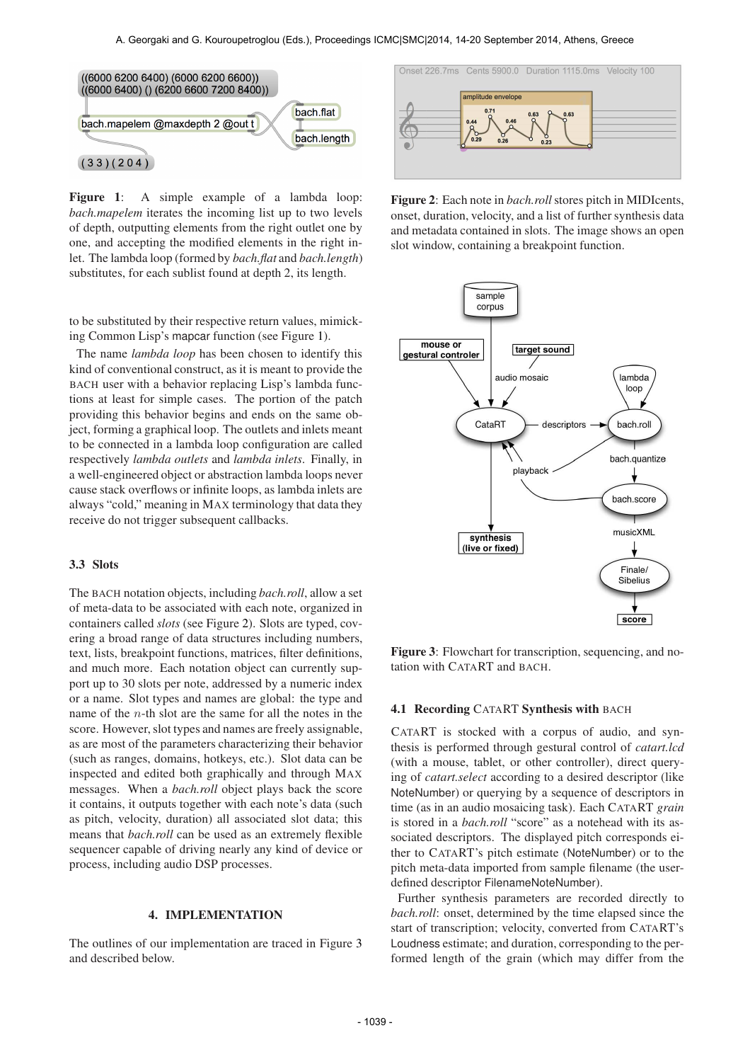**Figure 1**: A simple example of a lambda loop: *bach.mapelem* iterates the incoming list up to two levels of depth, outputting elements from the right outlet one by one, and accepting the modified elements in the right inlet. The lambda loop (formed by *bach.flat* and *bach.length*) substitutes, for each sublist found at depth 2, its length.

to be substituted by their respective return values, mimicking Common Lisp's mapcar function (see Figure 1).

The name *lambda loop* has been chosen to identify this kind of conventional construct, as it is meant to provide the BACH user with a behavior replacing Lisp's lambda functions at least for simple cases. The portion of the patch providing this behavior begins and ends on the same object, forming a graphical loop. The outlets and inlets meant to be connected in a lambda loop configuration are called respectively *lambda outlets* and *lambda inlets*. Finally, in a well-engineered object or abstraction lambda loops never cause stack overflows or infinite loops, as lambda inlets are always "cold," meaning in MAX terminology that data they receive do not trigger subsequent callbacks.

### 3.3 Slots

The BACH notation objects, including *bach.roll*, allow a set of meta-data to be associated with each note, organized in containers called *slots* (see Figure 2). Slots are typed, covering a broad range of data structures including numbers, text, lists, breakpoint functions, matrices, filter definitions, and much more. Each notation object can currently support up to 30 slots per note, addressed by a numeric index or a name. Slot types and names are global: the type and name of the $n$-th slot are the same for all the notes in the score. However, slot types and names are freely assignable, as are most of the parameters characterizing their behavior (such as ranges, domains, hotkeys, etc.). Slot data can be inspected and edited both graphically and through MAX messages. When a *bach.roll* object plays back the score it contains, it outputs together with each note's data (such as pitch, velocity, duration) all associated slot data; this means that *bach.roll* can be used as an extremely flexible sequencer capable of driving nearly any kind of device or process, including audio DSP processes.

## 4. IMPLEMENTATION

The outlines of our implementation are traced in Figure 3 and described below.

**Figure 2**: Each note in *bach.roll* stores pitch in MIDIcents, onset, duration, velocity, and a list of further synthesis data and metadata contained in slots. The image shows an open slot window, containing a breakpoint function.

**Figure 3**: Flowchart for transcription, sequencing, and notation with CATART and BACH.

### 4.1 Recording CATART Synthesis with BACH

CATART is stocked with a corpus of audio, and synthesis is performed through gestural control of *catart.lcd* (with a mouse, tablet, or other controller), direct querying of *catart.select* according to a desired descriptor (like NoteNumber) or querying by a sequence of descriptors in time (as in an audio mosaicing task). Each CATART *grain* is stored in a *bach.roll* "score" as a notehead with its associated descriptors. The displayed pitch corresponds either to CATART's pitch estimate (NoteNumber) or to the pitch meta-data imported from sample filename (the user-defined descriptor FilenameNoteNumber).

Further synthesis parameters are recorded directly to *bach.roll*: onset, determined by the time elapsed since the start of transcription; velocity, converted from CATART's Loudness estimate; and duration, corresponding to the performed length of the grain (which may differ from the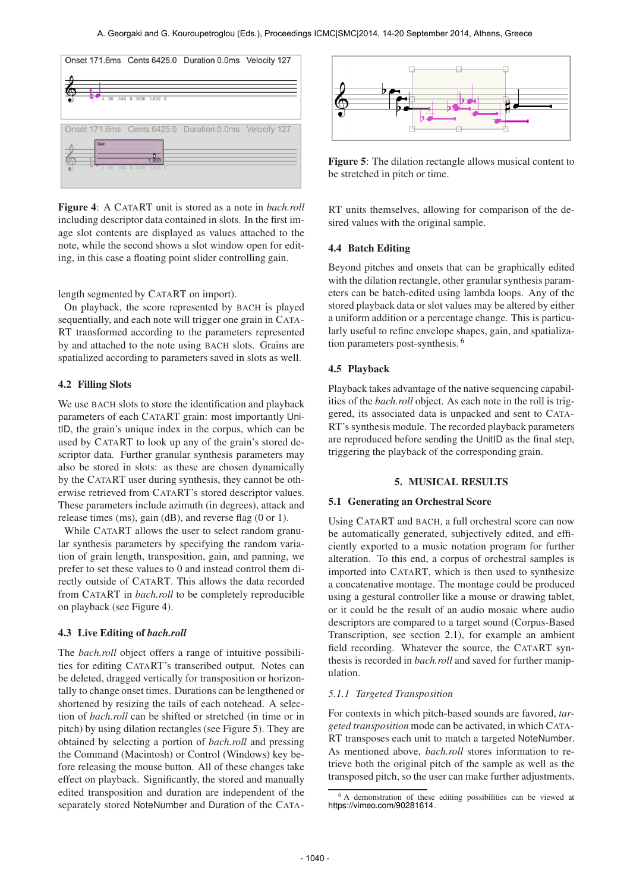**Figure 4**: A CATART unit is stored as a note in *bach.roll* including descriptor data contained in slots. In the first image slot contents are displayed as values attached to the note, while the second shows a slot window open for editing, in this case a floating point slider controlling gain.

length segmented by CATART on import).

On playback, the score represented by BACH is played sequentially, and each note will trigger one grain in CATART transformed according to the parameters represented by and attached to the note using BACH slots. Grains are spatialized according to parameters saved in slots as well.

### 4.2 Filling Slots

We use BACH slots to store the identification and playback parameters of each CATART grain: most importantly UnitID, the grain's unique index in the corpus, which can be used by CATART to look up any of the grain's stored descriptor data. Further granular synthesis parameters may also be stored in slots: as these are chosen dynamically by the CATART user during synthesis, they cannot be otherwise retrieved from CATART's stored descriptor values. These parameters include azimuth (in degrees), attack and release times (ms), gain (dB), and reverse flag (0 or 1).

While CATART allows the user to select random granular synthesis parameters by specifying the random variation of grain length, transposition, gain, and panning, we prefer to set these values to 0 and instead control them directly outside of CATART. This allows the data recorded from CATART in *bach.roll* to be completely reproducible on playback (see Figure 4).

### 4.3 Live Editing of *bach.roll*

The *bach.roll* object offers a range of intuitive possibilities for editing CATART's transcribed output. Notes can be deleted, dragged vertically for transposition or horizontally to change onset times. Durations can be lengthened or shortened by resizing the tails of each notehead. A selection of *bach.roll* can be shifted or stretched (in time or in pitch) by using dilation rectangles (see Figure 5). They are obtained by selecting a portion of *bach.roll* and pressing the Command (Macintosh) or Control (Windows) key before releasing the mouse button. All of these changes take effect on playback. Significantly, the stored and manually edited transposition and duration are independent of the separately stored NoteNumber and Duration of the CATART units themselves, allowing for comparison of the desired values with the original sample.

**Figure 5**: The dilation rectangle allows musical content to be stretched in pitch or time.

### 4.4 Batch Editing

Beyond pitches and onsets that can be graphically edited with the dilation rectangle, other granular synthesis parameters can be batch-edited using lambda loops. Any of the stored playback data or slot values may be altered by either a uniform addition or a percentage change. This is particularly useful to refine envelope shapes, gain, and spatialization parameters post-synthesis. [6]

### 4.5 Playback

Playback takes advantage of the native sequencing capabilities of the *bach.roll* object. As each note in the roll is triggered, its associated data is unpacked and sent to CATART's synthesis module. The recorded playback parameters are reproduced before sending the UnitID as the final step, triggering the playback of the corresponding grain.

## 5. MUSICAL RESULTS

### 5.1 Generating an Orchestral Score

Using CATART and BACH, a full orchestral score can now be automatically generated, subjectively edited, and efficiently exported to a music notation program for further alteration. To this end, a corpus of orchestral samples is imported into CATART, which is then used to synthesize a concatenative montage. The montage could be produced using a gestural controller like a mouse or drawing tablet, or it could be the result of an audio mosaic where audio descriptors are compared to a target sound (Corpus-Based Transcription, see section 2.1), for example an ambient field recording. Whatever the source, the CATART synthesis is recorded in *bach.roll* and saved for further manipulation.

#### 5.1.1 Targeted Transposition

For contexts in which pitch-based sounds are favored, *targeted transposition* mode can be activated, in which CATART transposes each unit to match a targeted NoteNumber. As mentioned above, *bach.roll* stores information to retrieve both the original pitch of the sample as well as the transposed pitch, so the user can make further adjustments.

[6] A demonstration of these editing possibilities can be viewed at https://vimeo.com/90281614.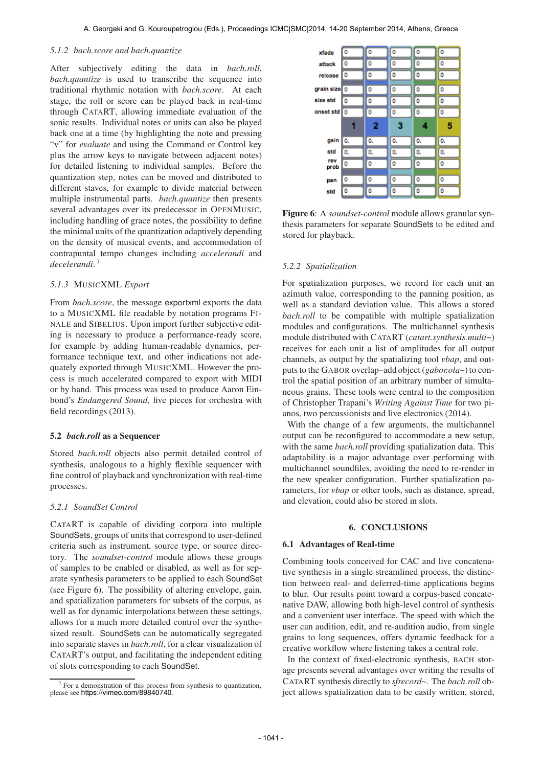#### 5.1.2 bach.score and bach.quantize

After subjectively editing the data in *bach.roll*, *bach.quantize* is used to transcribe the sequence into traditional rhythmic notation with *bach.score*. At each stage, the roll or score can be played back in real-time through CATART, allowing immediate evaluation of the sonic results. Individual notes or units can also be played back one at a time (by highlighting the note and pressing "v" for *evaluate* and using the Command or Control key plus the arrow keys to navigate between adjacent notes) for detailed listening to individual samples. Before the quantization step, notes can be moved and distributed to different staves, for example to divide material between multiple instrumental parts. *bach.quantize* then presents several advantages over its predecessor in OPENMUSIC, including handling of grace notes, the possibility to define the minimal units of the quantization adaptively depending on the density of musical events, and accommodation of contrapuntal tempo changes including *accelerandi* and *decelerandi*.[7]

#### 5.1.3 MUSICXML Export

From *bach.score*, the message exportxml exports the data to a MUSICXML file readable by notation programs FINALE and SIBELIUS. Upon import further subjective editing is necessary to produce a performance-ready score, for example by adding human-readable dynamics, performance technique text, and other indications not adequately exported through MUSICXML. However the process is much accelerated compared to export with MIDI or by hand. This process was used to produce Aaron Einbond's *Endangered Sound*, five pieces for orchestra with field recordings (2013).

### 5.2 *bach.roll* as a Sequencer

Stored *bach.roll* objects also permit detailed control of synthesis, analogous to a highly flexible sequencer with fine control of playback and synchronization with real-time processes.

#### 5.2.1 SoundSet Control

CATART is capable of dividing corpora into multiple SoundSets, groups of units that correspond to user-defined criteria such as instrument, source type, or source directory. The *soundset-control* module allows these groups of samples to be enabled or disabled, as well as for separate synthesis parameters to be applied to each SoundSet (see Figure 6). The possibility of altering envelope, gain, and spatialization parameters for subsets of the corpus, as well as for dynamic interpolations between these settings, allows for a much more detailed control over the synthesized result. SoundSets can be automatically segregated into separate staves in *bach.roll*, for a clear visualization of CATART's output, and facilitating the independent editing of slots corresponding to each SoundSet.

[7] For a demonstration of this process from synthesis to quantization, please see https://vimeo.com/89840740.

**Figure 6**: A *soundset-control* module allows granular synthesis parameters for separate SoundSets to be edited and stored for playback.

#### 5.2.2 Spatialization

For spatialization purposes, we record for each unit an azimuth value, corresponding to the panning position, as well as a standard deviation value. This allows a stored *bach.roll* to be compatible with multiple spatialization modules and configurations. The multichannel synthesis module distributed with CATART (*catart.synthesis.multi~*) receives for each unit a list of amplitudes for all output channels, as output by the spatializing tool *vbap*, and outputs to the GABOR overlap–add object (*gabor.ola~*) to control the spatial position of an arbitrary number of simultaneous grains. These tools were central to the composition of Christopher Trapani's *Writing Against Time* for two pianos, two percussionists and live electronics (2014).

With the change of a few arguments, the multichannel output can be reconfigured to accommodate a new setup, with the same *bach.roll* providing spatialization data. This adaptability is a major advantage over performing with multichannel soundfiles, avoiding the need to re-render in the new speaker configuration. Further spatialization parameters, for *vbap* or other tools, such as distance, spread, and elevation, could also be stored in slots.

## 6. CONCLUSIONS

### 6.1 Advantages of Real-time

Combining tools conceived for CAC and live concatenative synthesis in a single streamlined process, the distinction between real- and deferred-time applications begins to blur. Our results point toward a corpus-based concatenative DAW, allowing both high-level control of synthesis and a convenient user interface. The speed with which the user can audition, edit, and re-audition audio, from single grains to long sequences, offers dynamic feedback for a creative workflow where listening takes a central role.

In the context of fixed-electronic synthesis, BACH storage presents several advantages over writing the results of CATART synthesis directly to *sfrecord~*. The *bach.roll* object allows spatialization data to be easily written, stored,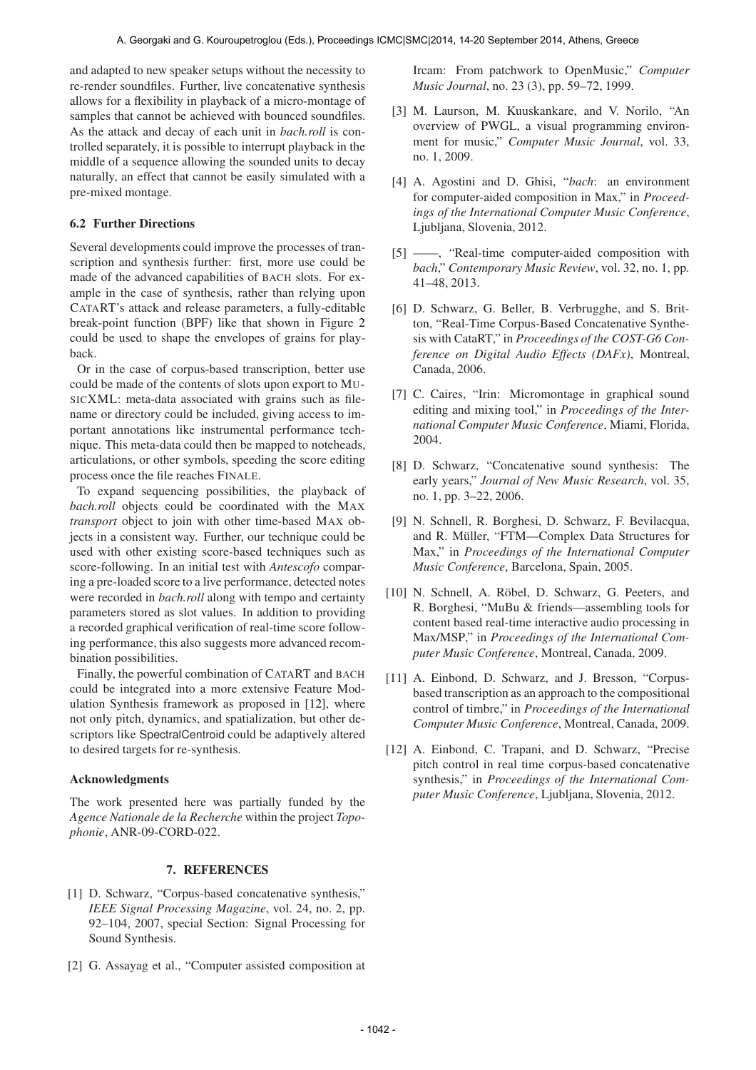and adapted to new speaker setups without the necessity to re-render soundfiles. Further, live concatenative synthesis allows for a flexibility in playback of a micro-montage of samples that cannot be achieved with bounced soundfiles. As the attack and decay of each unit in *bach.roll* is controlled separately, it is possible to interrupt playback in the middle of a sequence allowing the sounded units to decay naturally, an effect that cannot be easily simulated with a pre-mixed montage.

### 6.2 Further Directions

Several developments could improve the processes of transcription and synthesis further: first, more use could be made of the advanced capabilities of BACH slots. For example in the case of synthesis, rather than relying upon CATART's attack and release parameters, a fully-editable break-point function (BPF) like that shown in Figure 2 could be used to shape the envelopes of grains for playback.

Or in the case of corpus-based transcription, better use could be made of the contents of slots upon export to MUSICXML: meta-data associated with grains such as filename or directory could be included, giving access to important annotations like instrumental performance technique. This meta-data could then be mapped to noteheads, articulations, or other symbols, speeding the score editing process once the file reaches FINALE.

To expand sequencing possibilities, the playback of *bach.roll* objects could be coordinated with the MAX *transport* object to join with other time-based MAX objects in a consistent way. Further, our technique could be used with other existing score-based techniques such as score-following. In an initial test with *Antescofo* comparing a pre-loaded score to a live performance, detected notes were recorded in *bach.roll* along with tempo and certainty parameters stored as slot values. In addition to providing a recorded graphical verification of real-time score following performance, this also suggests more advanced recombination possibilities.

Finally, the powerful combination of CATART and BACH could be integrated into a more extensive Feature Modulation Synthesis framework as proposed in [12], where not only pitch, dynamics, and spatialization, but other descriptors like SpectralCentroid could be adaptively altered to desired targets for re-synthesis.

### Acknowledgments

The work presented here was partially funded by the *Agence Nationale de la Recherche* within the project *Topophonie*, ANR-09-CORD-022.

## 7. REFERENCES

[1] D. Schwarz, "Corpus-based concatenative synthesis," *IEEE Signal Processing Magazine*, vol. 24, no. 2, pp. 92–104, 2007, special Section: Signal Processing for Sound Synthesis.

[2] G. Assayag et al., "Computer assisted composition at Ircam: From patchwork to OpenMusic," *Computer Music Journal*, no. 23 (3), pp. 59–72, 1999.

[3] M. Laurson, M. Kuuskankare, and V. Norilo, "An overview of PWGL, a visual programming environment for music," *Computer Music Journal*, vol. 33, no. 1, 2009.

[4] A. Agostini and D. Ghisi, "*bach*: an environment for computer-aided composition in Max," in *Proceedings of the International Computer Music Conference*, Ljubljana, Slovenia, 2012.

[5] ——, "Real-time computer-aided composition with *bach*," *Contemporary Music Review*, vol. 32, no. 1, pp. 41–48, 2013.

[6] D. Schwarz, G. Beller, B. Verbrugghe, and S. Britton, "Real-Time Corpus-Based Concatenative Synthesis with CataRT," in *Proceedings of the COST-G6 Conference on Digital Audio Effects (DAFx)*, Montreal, Canada, 2006.

[7] C. Caires, "Irin: Micromontage in graphical sound editing and mixing tool," in *Proceedings of the International Computer Music Conference*, Miami, Florida, 2004.

[8] D. Schwarz, "Concatenative sound synthesis: The early years," *Journal of New Music Research*, vol. 35, no. 1, pp. 3–22, 2006.

[9] N. Schnell, R. Borghesi, D. Schwarz, F. Bevilacqua, and R. Müller, "FTM—Complex Data Structures for Max," in *Proceedings of the International Computer Music Conference*, Barcelona, Spain, 2005.

[10] N. Schnell, A. Röbel, D. Schwarz, G. Peeters, and R. Borghesi, "MuBu & friends—assembling tools for content based real-time interactive audio processing in Max/MSP," in *Proceedings of the International Computer Music Conference*, Montreal, Canada, 2009.

[11] A. Einbond, D. Schwarz, and J. Bresson, "Corpus-based transcription as an approach to the compositional control of timbre," in *Proceedings of the International Computer Music Conference*, Montreal, Canada, 2009.

[12] A. Einbond, C. Trapani, and D. Schwarz, "Precise pitch control in real time corpus-based concatenative synthesis," in *Proceedings of the International Computer Music Conference*, Ljubljana, Slovenia, 2012.